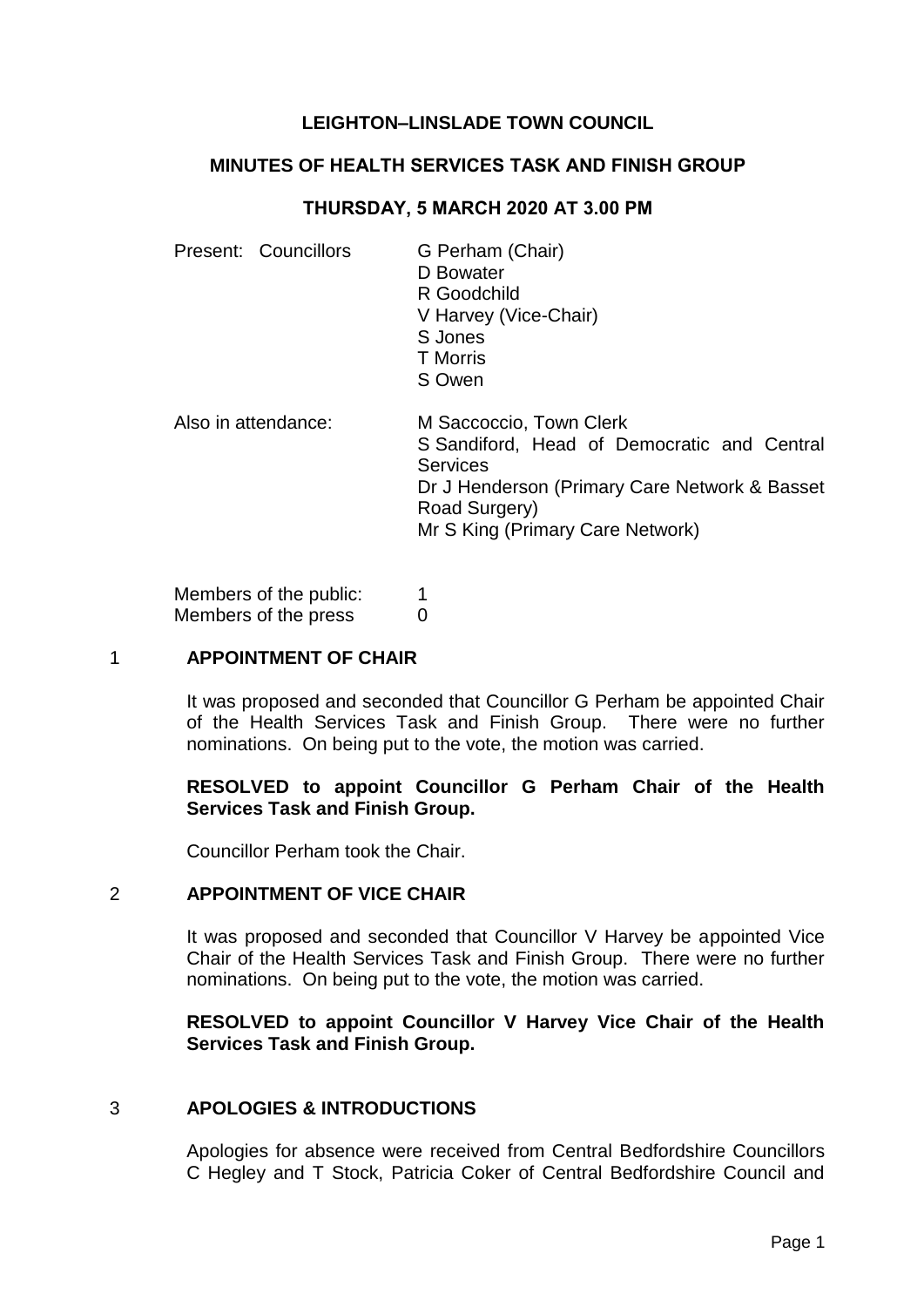# LEIGHTON–LINSLADE TOWN COUNCIL

## MINUTES OF HEALTH SERVICES TASK AND FINISH GROUP

### THURSDAY, 5 MARCH 2020 AT 3.00 PM

| | |
|---|---|
| Present: Councillors | G Perham (Chair)<br>D Bowater<br>R Goodchild<br>V Harvey (Vice-Chair)<br>S Jones<br>T Morris<br>S Owen |
| Also in attendance: | M Saccoccio, Town Clerk<br>S Sandiford, Head of Democratic and Central Services<br>Dr J Henderson (Primary Care Network & Basset Road Surgery)<br>Mr S King (Primary Care Network) |
| Members of the public: | 1 |
| Members of the press | 0 |

## 1 APPOINTMENT OF CHAIR

It was proposed and seconded that Councillor G Perham be appointed Chair of the Health Services Task and Finish Group. There were no further nominations. On being put to the vote, the motion was carried.

**RESOLVED to appoint Councillor G Perham Chair of the Health Services Task and Finish Group.**

Councillor Perham took the Chair.

## 2 APPOINTMENT OF VICE CHAIR

It was proposed and seconded that Councillor V Harvey be appointed Vice Chair of the Health Services Task and Finish Group. There were no further nominations. On being put to the vote, the motion was carried.

**RESOLVED to appoint Councillor V Harvey Vice Chair of the Health Services Task and Finish Group.**

## 3 APOLOGIES & INTRODUCTIONS

Apologies for absence were received from Central Bedfordshire Councillors C Hegley and T Stock, Patricia Coker of Central Bedfordshire Council and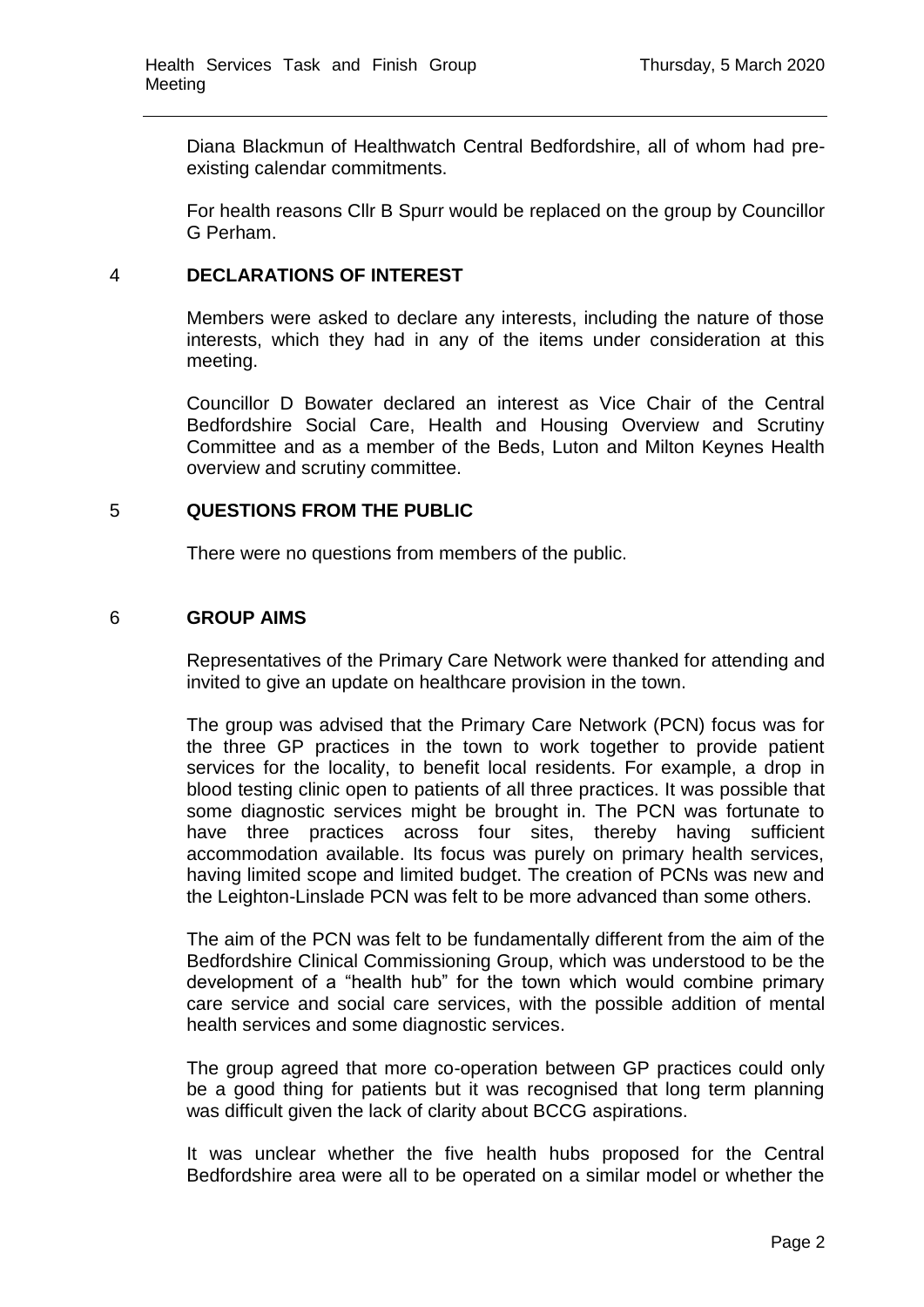Diana Blackmun of Healthwatch Central Bedfordshire, all of whom had pre-existing calendar commitments.

For health reasons Cllr B Spurr would be replaced on the group by Councillor G Perham.

## 4 DECLARATIONS OF INTEREST

Members were asked to declare any interests, including the nature of those interests, which they had in any of the items under consideration at this meeting.

Councillor D Bowater declared an interest as Vice Chair of the Central Bedfordshire Social Care, Health and Housing Overview and Scrutiny Committee and as a member of the Beds, Luton and Milton Keynes Health overview and scrutiny committee.

## 5 QUESTIONS FROM THE PUBLIC

There were no questions from members of the public.

## 6 GROUP AIMS

Representatives of the Primary Care Network were thanked for attending and invited to give an update on healthcare provision in the town.

The group was advised that the Primary Care Network (PCN) focus was for the three GP practices in the town to work together to provide patient services for the locality, to benefit local residents. For example, a drop in blood testing clinic open to patients of all three practices. It was possible that some diagnostic services might be brought in. The PCN was fortunate to have three practices across four sites, thereby having sufficient accommodation available. Its focus was purely on primary health services, having limited scope and limited budget. The creation of PCNs was new and the Leighton-Linslade PCN was felt to be more advanced than some others.

The aim of the PCN was felt to be fundamentally different from the aim of the Bedfordshire Clinical Commissioning Group, which was understood to be the development of a "health hub" for the town which would combine primary care service and social care services, with the possible addition of mental health services and some diagnostic services.

The group agreed that more co-operation between GP practices could only be a good thing for patients but it was recognised that long term planning was difficult given the lack of clarity about BCCG aspirations.

It was unclear whether the five health hubs proposed for the Central Bedfordshire area were all to be operated on a similar model or whether the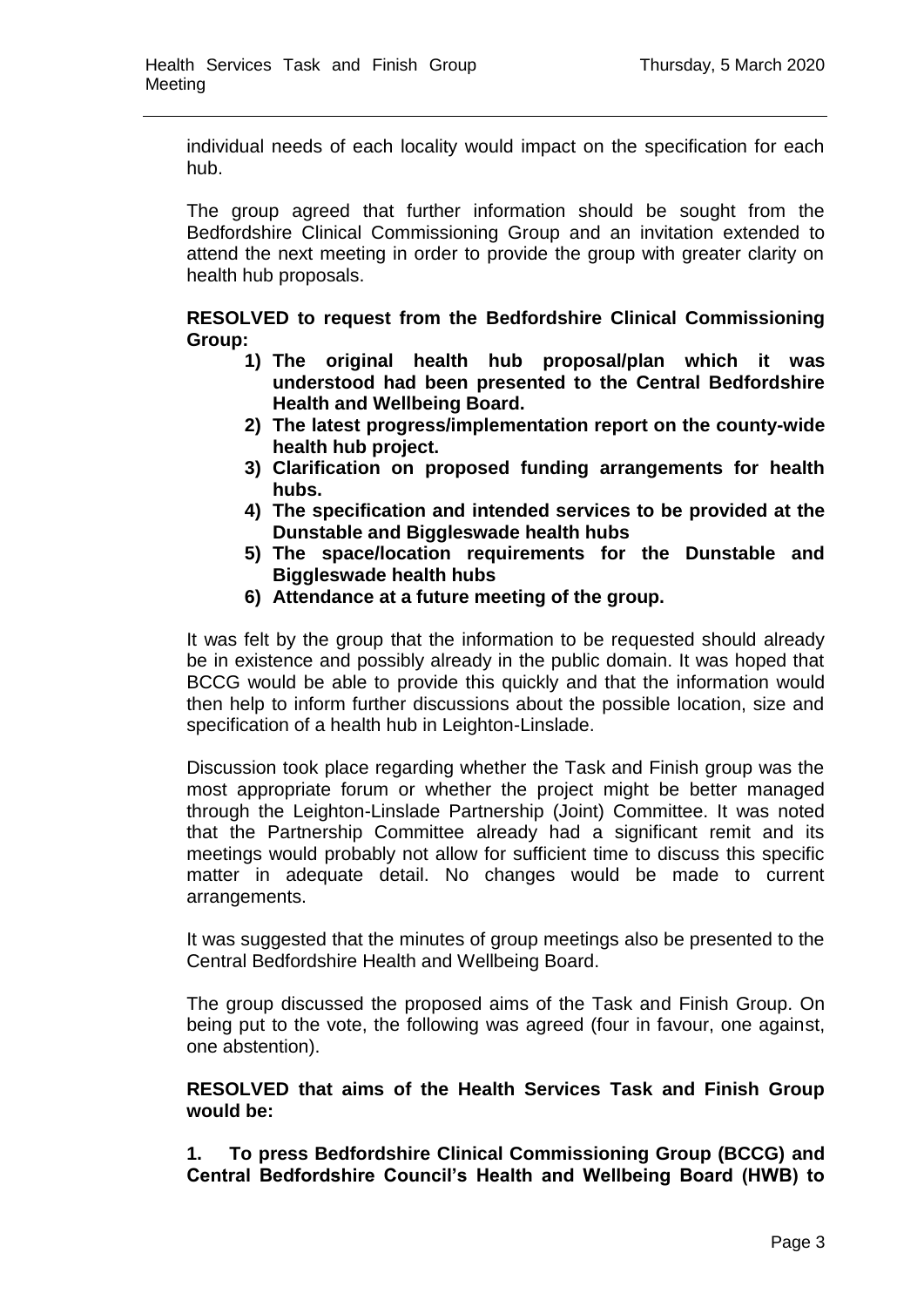individual needs of each locality would impact on the specification for each hub.

The group agreed that further information should be sought from the Bedfordshire Clinical Commissioning Group and an invitation extended to attend the next meeting in order to provide the group with greater clarity on health hub proposals.

**RESOLVED to request from the Bedfordshire Clinical Commissioning Group:**

1) **The original health hub proposal/plan which it was understood had been presented to the Central Bedfordshire Health and Wellbeing Board.**
2) **The latest progress/implementation report on the county-wide health hub project.**
3) **Clarification on proposed funding arrangements for health hubs.**
4) **The specification and intended services to be provided at the Dunstable and Biggleswade health hubs**
5) **The space/location requirements for the Dunstable and Biggleswade health hubs**
6) **Attendance at a future meeting of the group.**

It was felt by the group that the information to be requested should already be in existence and possibly already in the public domain. It was hoped that BCCG would be able to provide this quickly and that the information would then help to inform further discussions about the possible location, size and specification of a health hub in Leighton-Linslade.

Discussion took place regarding whether the Task and Finish group was the most appropriate forum or whether the project might be better managed through the Leighton-Linslade Partnership (Joint) Committee. It was noted that the Partnership Committee already had a significant remit and its meetings would probably not allow for sufficient time to discuss this specific matter in adequate detail. No changes would be made to current arrangements.

It was suggested that the minutes of group meetings also be presented to the Central Bedfordshire Health and Wellbeing Board.

The group discussed the proposed aims of the Task and Finish Group. On being put to the vote, the following was agreed (four in favour, one against, one abstention).

**RESOLVED that aims of the Health Services Task and Finish Group would be:**

**1. To press Bedfordshire Clinical Commissioning Group (BCCG) and Central Bedfordshire Council's Health and Wellbeing Board (HWB) to**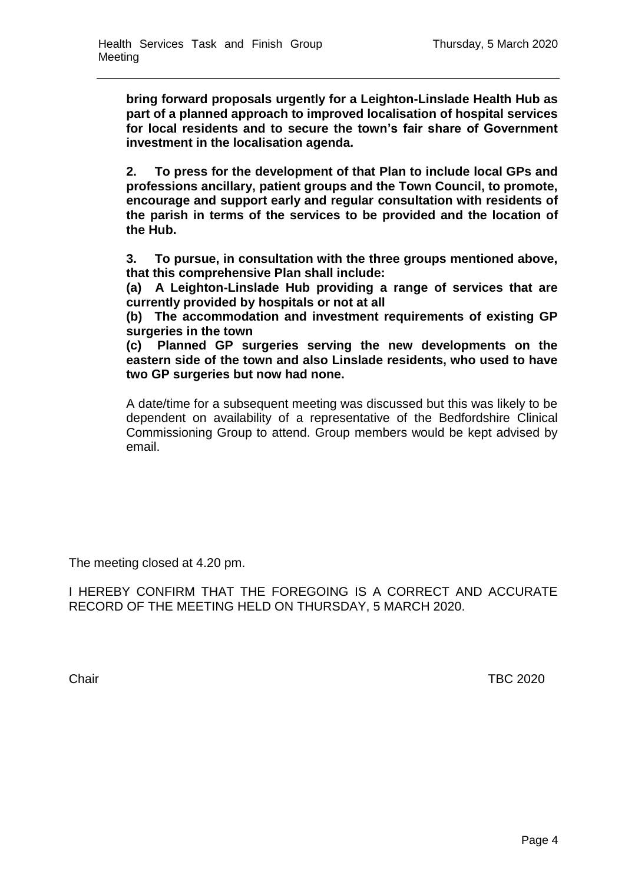**bring forward proposals urgently for a Leighton-Linslade Health Hub as part of a planned approach to improved localisation of hospital services for local residents and to secure the town's fair share of Government investment in the localisation agenda.**

**2. To press for the development of that Plan to include local GPs and professions ancillary, patient groups and the Town Council, to promote, encourage and support early and regular consultation with residents of the parish in terms of the services to be provided and the location of the Hub.**

**3. To pursue, in consultation with the three groups mentioned above, that this comprehensive Plan shall include:**
**(a) A Leighton-Linslade Hub providing a range of services that are currently provided by hospitals or not at all**
**(b) The accommodation and investment requirements of existing GP surgeries in the town**
**(c) Planned GP surgeries serving the new developments on the eastern side of the town and also Linslade residents, who used to have two GP surgeries but now had none.**

A date/time for a subsequent meeting was discussed but this was likely to be dependent on availability of a representative of the Bedfordshire Clinical Commissioning Group to attend. Group members would be kept advised by email.

The meeting closed at 4.20 pm.

I HEREBY CONFIRM THAT THE FOREGOING IS A CORRECT AND ACCURATE RECORD OF THE MEETING HELD ON THURSDAY, 5 MARCH 2020.

Chair TBC 2020